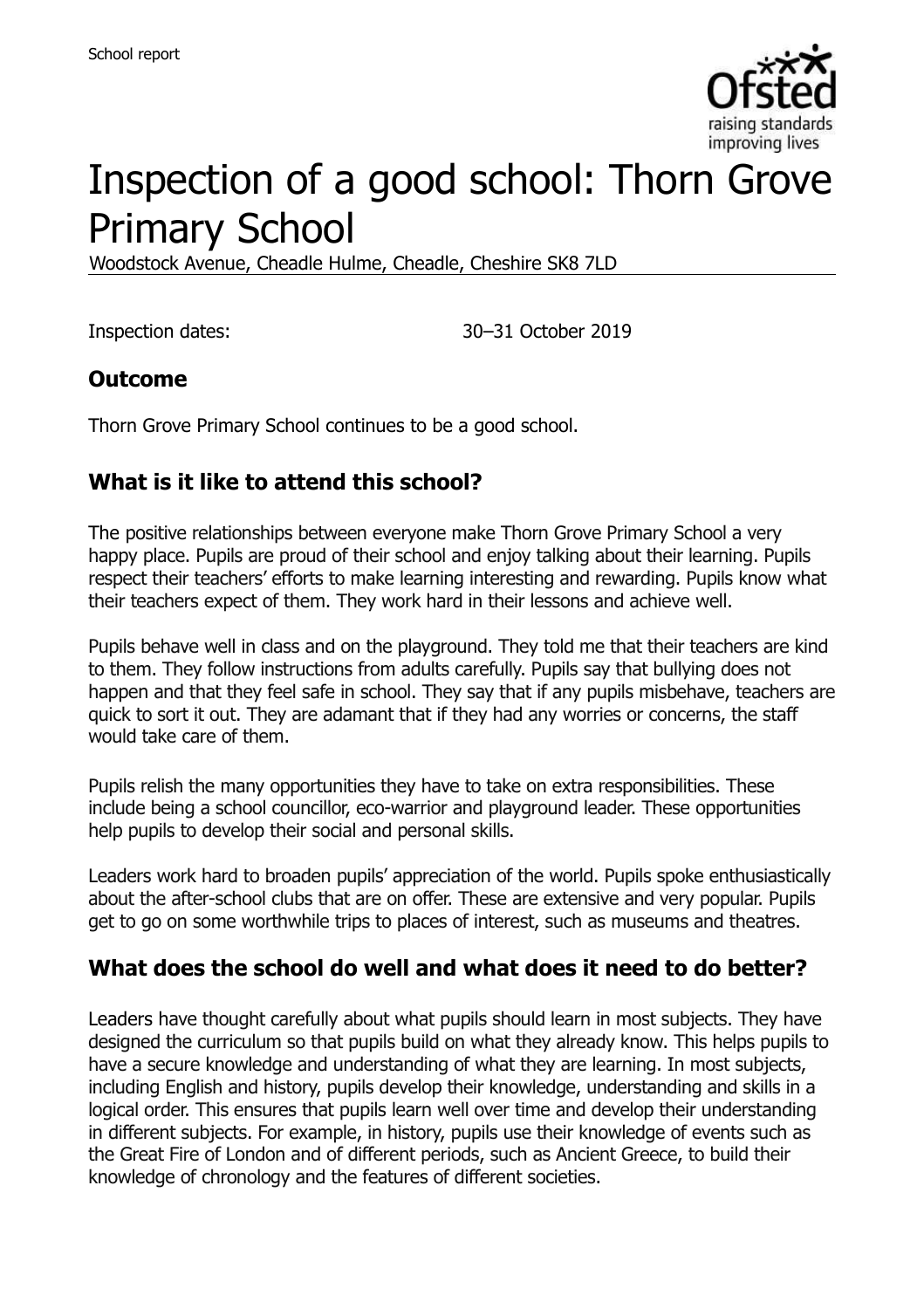School report

# Inspection of a good school: Thorn Grove Primary School

Woodstock Avenue, Cheadle Hulme, Cheadle, Cheshire SK8 7LD

Inspection dates: 30–31 October 2019

## Outcome

Thorn Grove Primary School continues to be a good school.

## What is it like to attend this school?

The positive relationships between everyone make Thorn Grove Primary School a very happy place. Pupils are proud of their school and enjoy talking about their learning. Pupils respect their teachers' efforts to make learning interesting and rewarding. Pupils know what their teachers expect of them. They work hard in their lessons and achieve well.

Pupils behave well in class and on the playground. They told me that their teachers are kind to them. They follow instructions from adults carefully. Pupils say that bullying does not happen and that they feel safe in school. They say that if any pupils misbehave, teachers are quick to sort it out. They are adamant that if they had any worries or concerns, the staff would take care of them.

Pupils relish the many opportunities they have to take on extra responsibilities. These include being a school councillor, eco-warrior and playground leader. These opportunities help pupils to develop their social and personal skills.

Leaders work hard to broaden pupils' appreciation of the world. Pupils spoke enthusiastically about the after-school clubs that are on offer. These are extensive and very popular. Pupils get to go on some worthwhile trips to places of interest, such as museums and theatres.

## What does the school do well and what does it need to do better?

Leaders have thought carefully about what pupils should learn in most subjects. They have designed the curriculum so that pupils build on what they already know. This helps pupils to have a secure knowledge and understanding of what they are learning. In most subjects, including English and history, pupils develop their knowledge, understanding and skills in a logical order. This ensures that pupils learn well over time and develop their understanding in different subjects. For example, in history, pupils use their knowledge of events such as the Great Fire of London and of different periods, such as Ancient Greece, to build their knowledge of chronology and the features of different societies.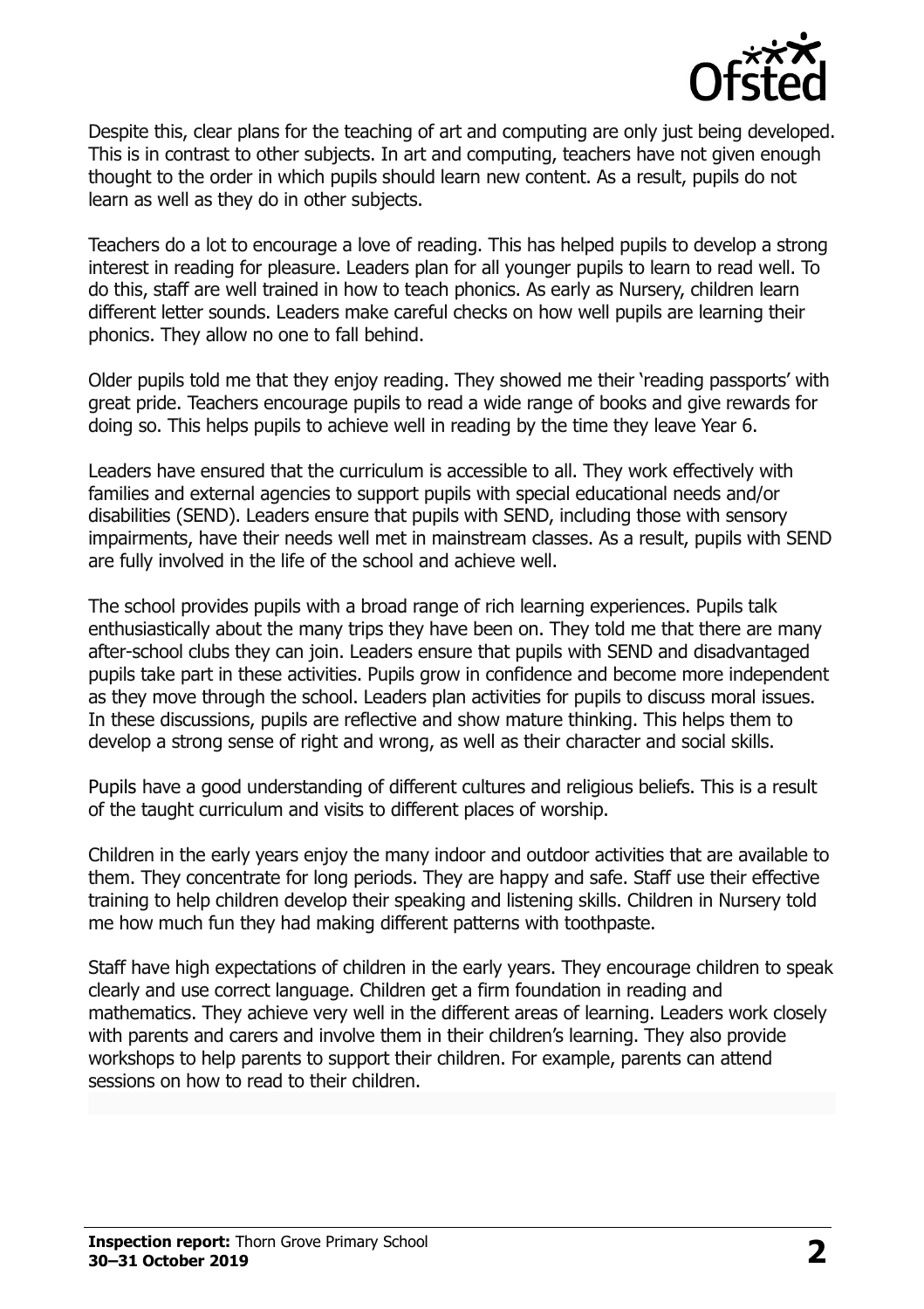Despite this, clear plans for the teaching of art and computing are only just being developed. This is in contrast to other subjects. In art and computing, teachers have not given enough thought to the order in which pupils should learn new content. As a result, pupils do not learn as well as they do in other subjects.

Teachers do a lot to encourage a love of reading. This has helped pupils to develop a strong interest in reading for pleasure. Leaders plan for all younger pupils to learn to read well. To do this, staff are well trained in how to teach phonics. As early as Nursery, children learn different letter sounds. Leaders make careful checks on how well pupils are learning their phonics. They allow no one to fall behind.

Older pupils told me that they enjoy reading. They showed me their 'reading passports' with great pride. Teachers encourage pupils to read a wide range of books and give rewards for doing so. This helps pupils to achieve well in reading by the time they leave Year 6.

Leaders have ensured that the curriculum is accessible to all. They work effectively with families and external agencies to support pupils with special educational needs and/or disabilities (SEND). Leaders ensure that pupils with SEND, including those with sensory impairments, have their needs well met in mainstream classes. As a result, pupils with SEND are fully involved in the life of the school and achieve well.

The school provides pupils with a broad range of rich learning experiences. Pupils talk enthusiastically about the many trips they have been on. They told me that there are many after-school clubs they can join. Leaders ensure that pupils with SEND and disadvantaged pupils take part in these activities. Pupils grow in confidence and become more independent as they move through the school. Leaders plan activities for pupils to discuss moral issues. In these discussions, pupils are reflective and show mature thinking. This helps them to develop a strong sense of right and wrong, as well as their character and social skills.

Pupils have a good understanding of different cultures and religious beliefs. This is a result of the taught curriculum and visits to different places of worship.

Children in the early years enjoy the many indoor and outdoor activities that are available to them. They concentrate for long periods. They are happy and safe. Staff use their effective training to help children develop their speaking and listening skills. Children in Nursery told me how much fun they had making different patterns with toothpaste.

Staff have high expectations of children in the early years. They encourage children to speak clearly and use correct language. Children get a firm foundation in reading and mathematics. They achieve very well in the different areas of learning. Leaders work closely with parents and carers and involve them in their children's learning. They also provide workshops to help parents to support their children. For example, parents can attend sessions on how to read to their children.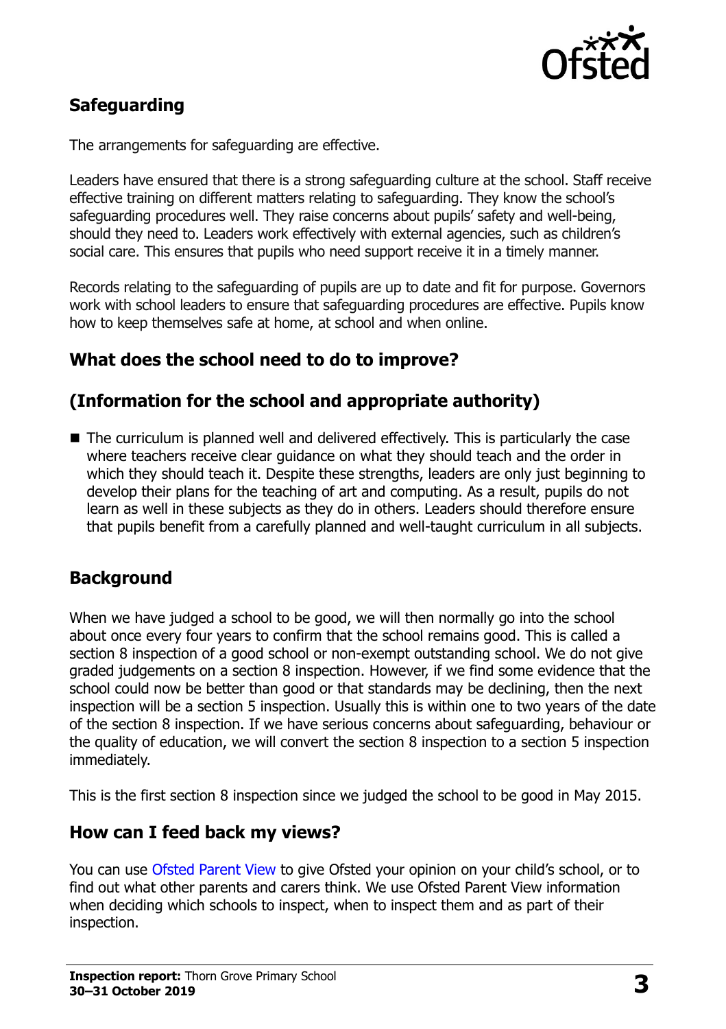## Safeguarding

The arrangements for safeguarding are effective.

Leaders have ensured that there is a strong safeguarding culture at the school. Staff receive effective training on different matters relating to safeguarding. They know the school's safeguarding procedures well. They raise concerns about pupils' safety and well-being, should they need to. Leaders work effectively with external agencies, such as children's social care. This ensures that pupils who need support receive it in a timely manner.

Records relating to the safeguarding of pupils are up to date and fit for purpose. Governors work with school leaders to ensure that safeguarding procedures are effective. Pupils know how to keep themselves safe at home, at school and when online.

## What does the school need to do to improve?

## (Information for the school and appropriate authority)

- The curriculum is planned well and delivered effectively. This is particularly the case where teachers receive clear guidance on what they should teach and the order in which they should teach it. Despite these strengths, leaders are only just beginning to develop their plans for the teaching of art and computing. As a result, pupils do not learn as well in these subjects as they do in others. Leaders should therefore ensure that pupils benefit from a carefully planned and well-taught curriculum in all subjects.

## Background

When we have judged a school to be good, we will then normally go into the school about once every four years to confirm that the school remains good. This is called a section 8 inspection of a good school or non-exempt outstanding school. We do not give graded judgements on a section 8 inspection. However, if we find some evidence that the school could now be better than good or that standards may be declining, then the next inspection will be a section 5 inspection. Usually this is within one to two years of the date of the section 8 inspection. If we have serious concerns about safeguarding, behaviour or the quality of education, we will convert the section 8 inspection to a section 5 inspection immediately.

This is the first section 8 inspection since we judged the school to be good in May 2015.

## How can I feed back my views?

You can use Ofsted Parent View to give Ofsted your opinion on your child's school, or to find out what other parents and carers think. We use Ofsted Parent View information when deciding which schools to inspect, when to inspect them and as part of their inspection.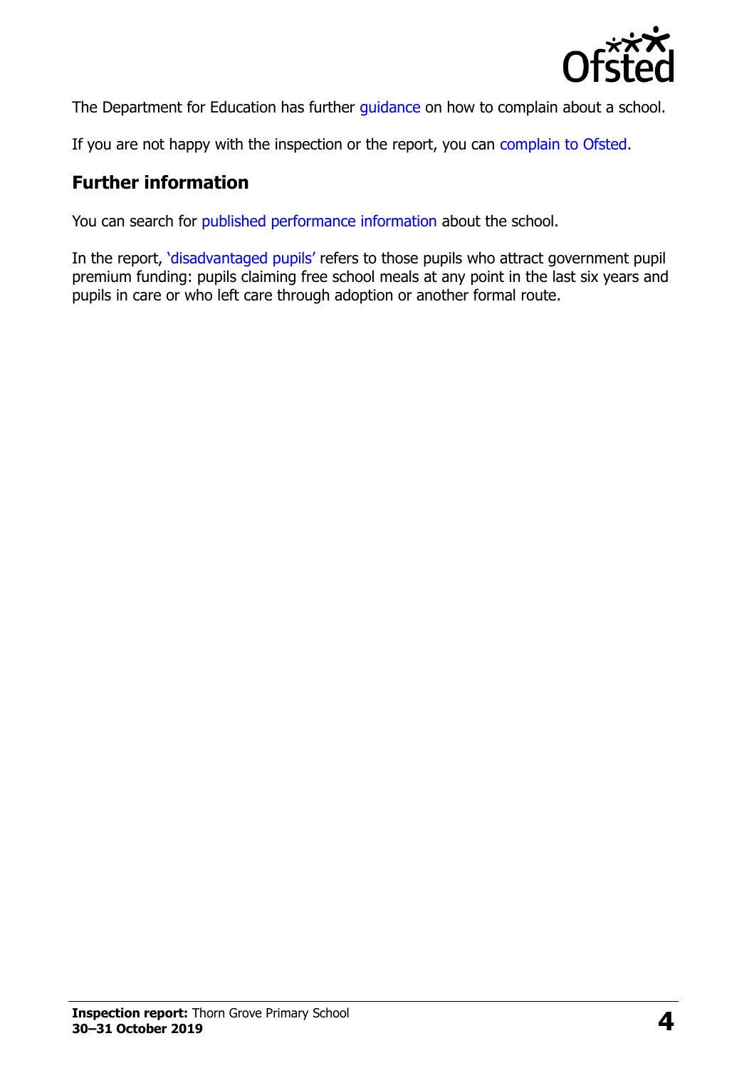The Department for Education has further guidance on how to complain about a school.

If you are not happy with the inspection or the report, you can complain to Ofsted.

## Further information

You can search for published performance information about the school.

In the report, 'disadvantaged pupils' refers to those pupils who attract government pupil premium funding: pupils claiming free school meals at any point in the last six years and pupils in care or who left care through adoption or another formal route.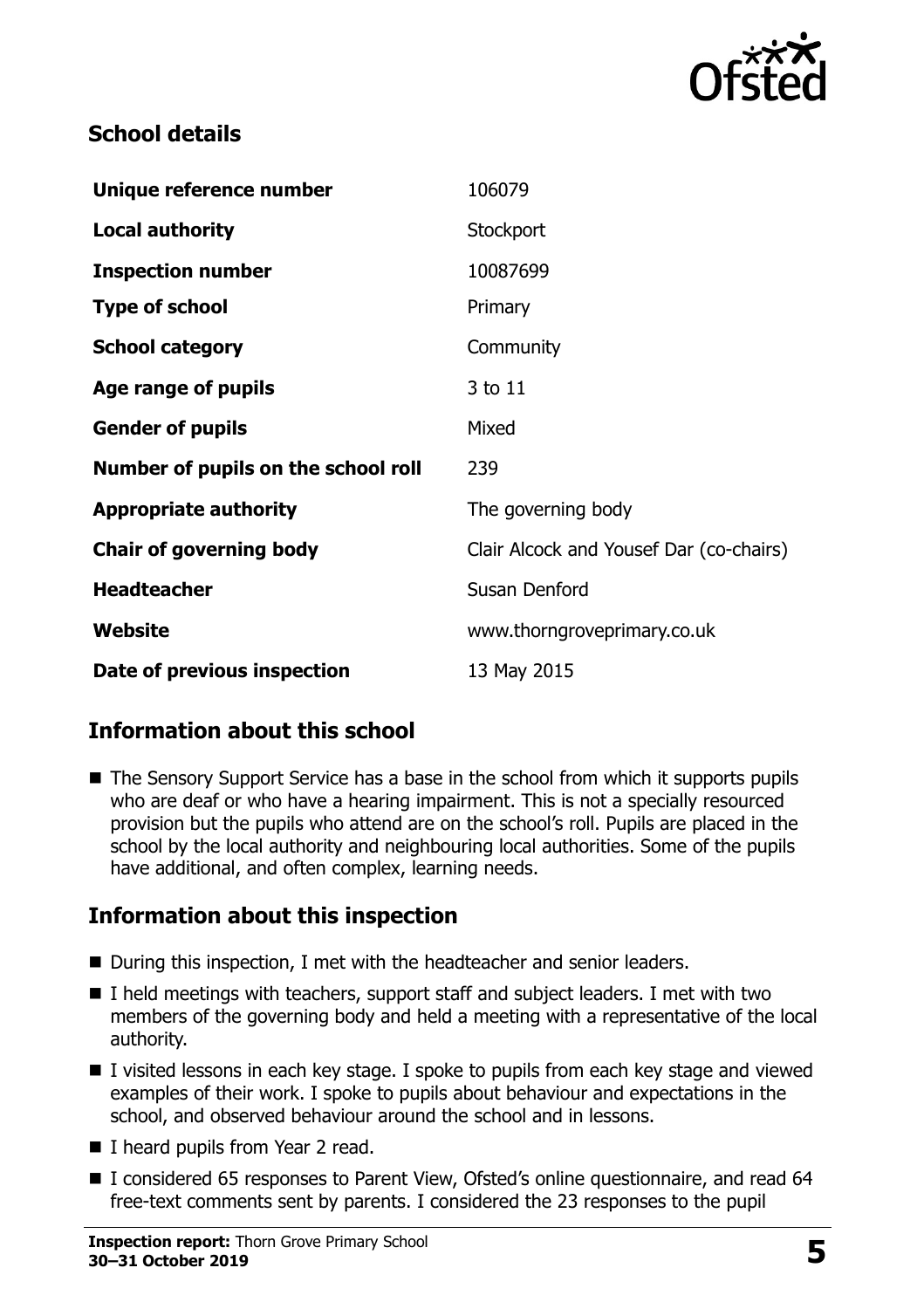## School details

| | |
|---|---|
| **Unique reference number** | 106079 |
| **Local authority** | Stockport |
| **Inspection number** | 10087699 |
| **Type of school** | Primary |
| **School category** | Community |
| **Age range of pupils** | 3 to 11 |
| **Gender of pupils** | Mixed |
| **Number of pupils on the school roll** | 239 |
| **Appropriate authority** | The governing body |
| **Chair of governing body** | Clair Alcock and Yousef Dar (co-chairs) |
| **Headteacher** | Susan Denford |
| **Website** | www.thorngroveprimary.co.uk |
| **Date of previous inspection** | 13 May 2015 |

## Information about this school

- The Sensory Support Service has a base in the school from which it supports pupils who are deaf or who have a hearing impairment. This is not a specially resourced provision but the pupils who attend are on the school's roll. Pupils are placed in the school by the local authority and neighbouring local authorities. Some of the pupils have additional, and often complex, learning needs.

## Information about this inspection

- During this inspection, I met with the headteacher and senior leaders.
- I held meetings with teachers, support staff and subject leaders. I met with two members of the governing body and held a meeting with a representative of the local authority.
- I visited lessons in each key stage. I spoke to pupils from each key stage and viewed examples of their work. I spoke to pupils about behaviour and expectations in the school, and observed behaviour around the school and in lessons.
- I heard pupils from Year 2 read.
- I considered 65 responses to Parent View, Ofsted's online questionnaire, and read 64 free-text comments sent by parents. I considered the 23 responses to the pupil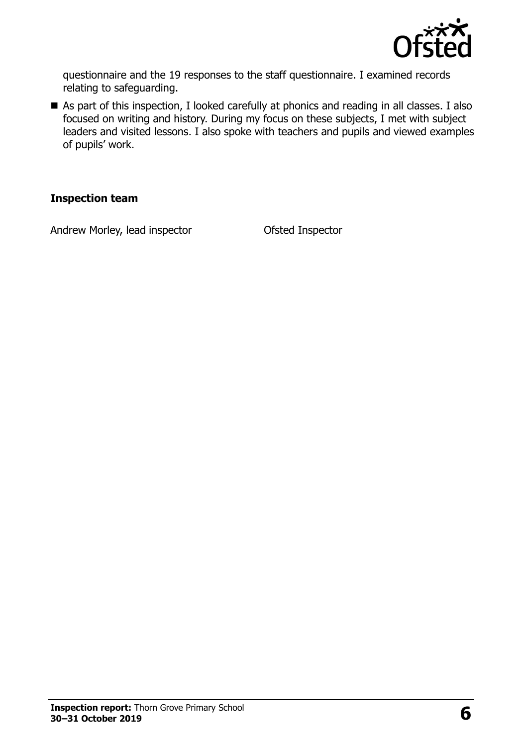questionnaire and the 19 responses to the staff questionnaire. I examined records relating to safeguarding.

- As part of this inspection, I looked carefully at phonics and reading in all classes. I also focused on writing and history. During my focus on these subjects, I met with subject leaders and visited lessons. I also spoke with teachers and pupils and viewed examples of pupils' work.

**Inspection team**

| | |
|---|---|
| Andrew Morley, lead inspector | Ofsted Inspector |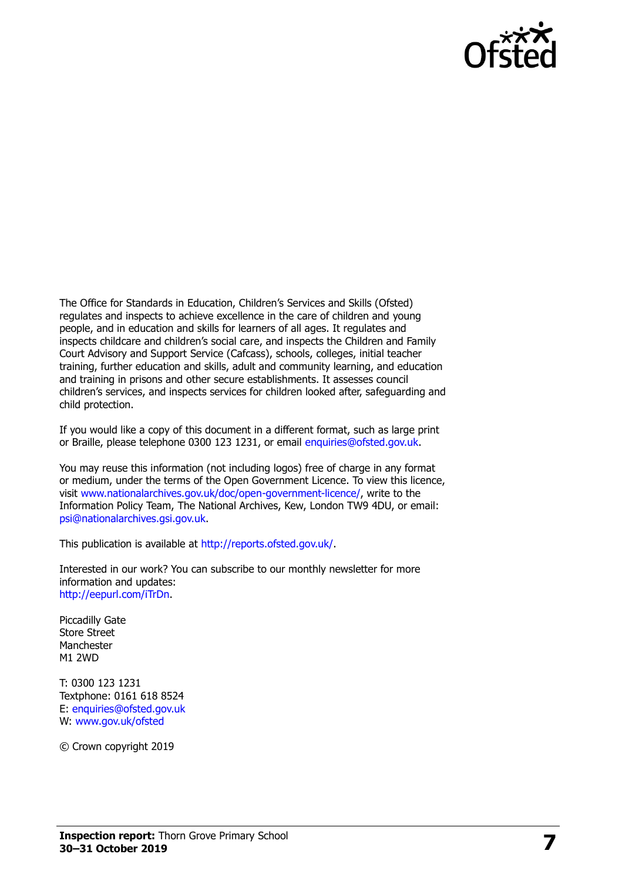The Office for Standards in Education, Children's Services and Skills (Ofsted) regulates and inspects to achieve excellence in the care of children and young people, and in education and skills for learners of all ages. It regulates and inspects childcare and children's social care, and inspects the Children and Family Court Advisory and Support Service (Cafcass), schools, colleges, initial teacher training, further education and skills, adult and community learning, and education and training in prisons and other secure establishments. It assesses council children's services, and inspects services for children looked after, safeguarding and child protection.

If you would like a copy of this document in a different format, such as large print or Braille, please telephone 0300 123 1231, or email enquiries@ofsted.gov.uk.

You may reuse this information (not including logos) free of charge in any format or medium, under the terms of the Open Government Licence. To view this licence, visit www.nationalarchives.gov.uk/doc/open-government-licence/, write to the Information Policy Team, The National Archives, Kew, London TW9 4DU, or email: psi@nationalarchives.gsi.gov.uk.

This publication is available at http://reports.ofsted.gov.uk/.

Interested in our work? You can subscribe to our monthly newsletter for more information and updates:
http://eepurl.com/iTrDn.

Piccadilly Gate
Store Street
Manchester
M1 2WD

T: 0300 123 1231
Textphone: 0161 618 8524
E: enquiries@ofsted.gov.uk
W: www.gov.uk/ofsted

© Crown copyright 2019